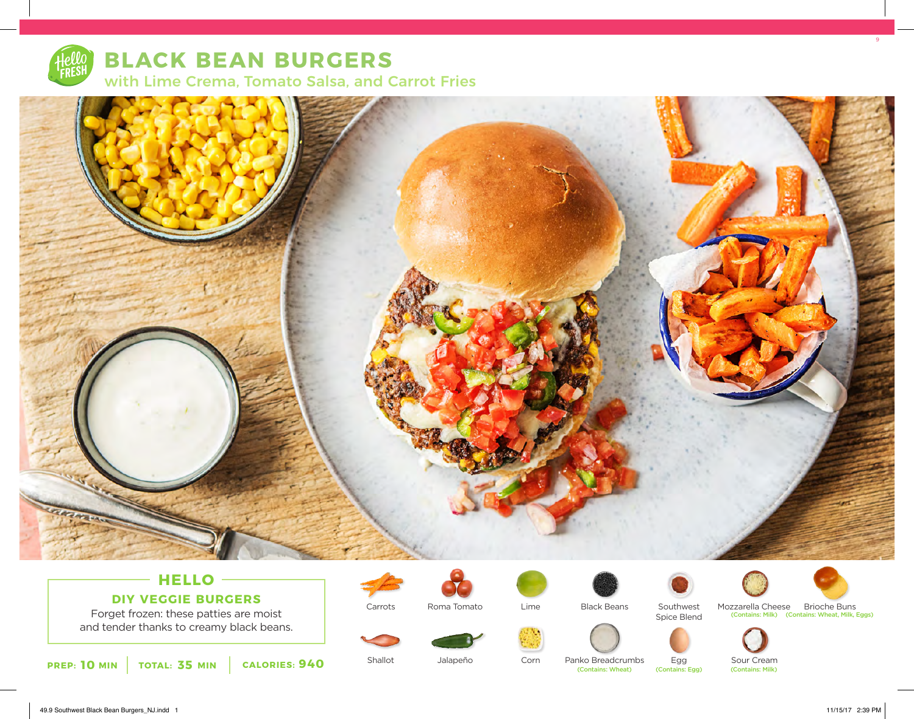# BLACK BEAN BURGERS

## with Lime Crema, Tomato Salsa, and Carrot Fries

### HELLO

**DIY VEGGIE BURGERS**

Forget frozen: these patties are moist and tender thanks to creamy black beans.

**PREP: 10 MIN** | **TOTAL: 35 MIN** | **CALORIES: 940**

- Carrots
- Roma Tomato
- Lime
- Black Beans
- Southwest Spice Blend
- Mozzarella Cheese (Contains: Milk)
- Brioche Buns (Contains: Wheat, Milk, Eggs)
- Shallot
- Jalapeño
- Corn
- Panko Breadcrumbs (Contains: Wheat)
- Egg (Contains: Egg)
- Sour Cream (Contains: Milk)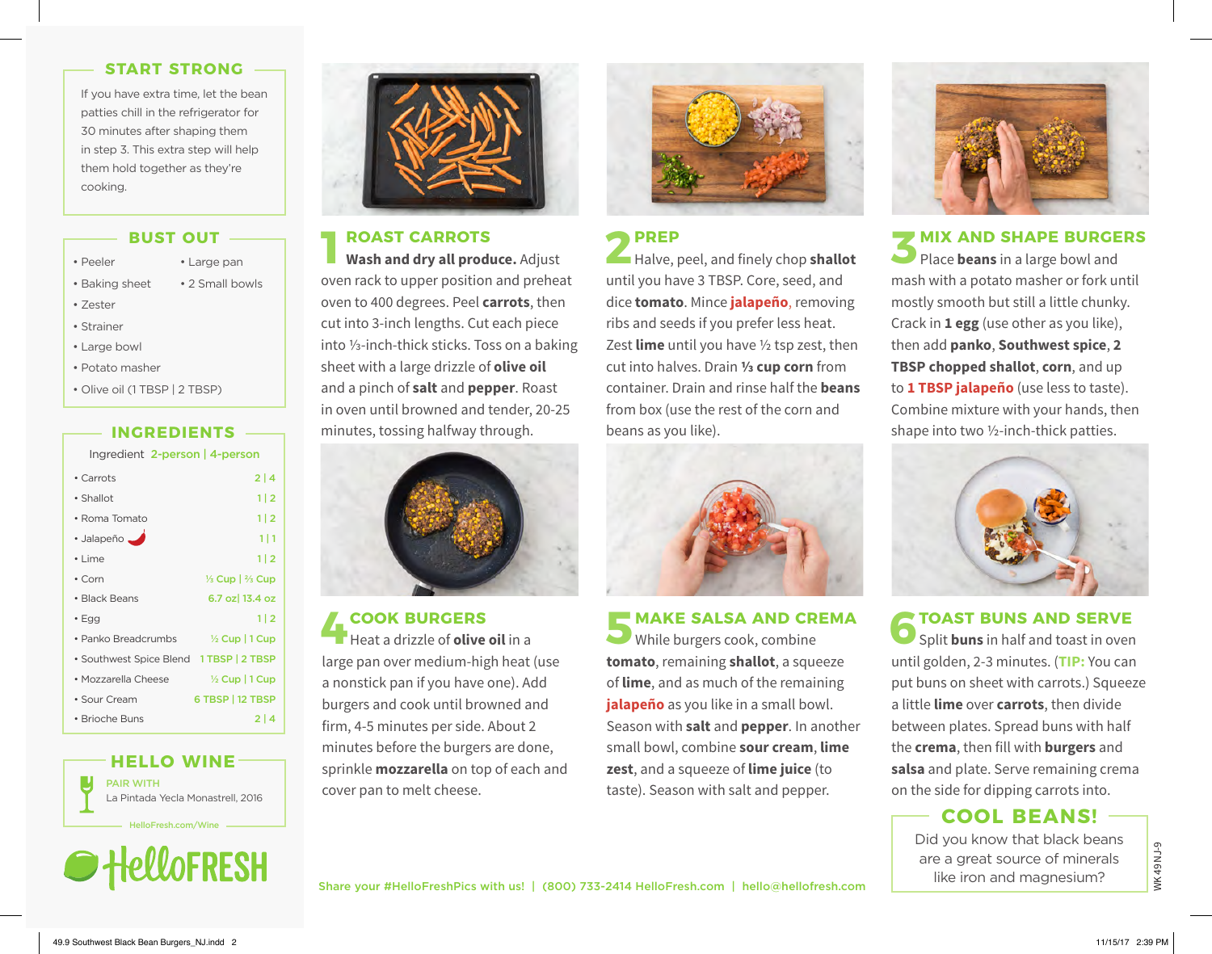## START STRONG

If you have extra time, let the bean patties chill in the refrigerator for 30 minutes after shaping them in step 3. This extra step will help them hold together as they're cooking.

## BUST OUT

- Peeler
- Baking sheet
- Zester
- Strainer
- Large bowl
- Potato masher
- Olive oil (1 TBSP | 2 TBSP)
- Large pan
- 2 Small bowls

## INGREDIENTS

| Ingredient | 2-person \| 4-person |
|---|---|
| Carrots | 2 \| 4 |
| Shallot | 1 \| 2 |
| Roma Tomato | 1 \| 2 |
| Jalapeño | 1 \| 1 |
| Lime | 1 \| 2 |
| Corn | ⅓ Cup \| ⅔ Cup |
| Black Beans | 6.7 oz\| 13.4 oz |
| Egg | 1 \| 2 |
| Panko Breadcrumbs | ½ Cup \| 1 Cup |
| Southwest Spice Blend | 1 TBSP \| 2 TBSP |
| Mozzarella Cheese | ½ Cup \| 1 Cup |
| Sour Cream | 6 TBSP \| 12 TBSP |
| Brioche Buns | 2 \| 4 |

## HELLO WINE

PAIR WITH
La Pintada Yecla Monastrell, 2016

HelloFresh.com/Wine

HelloFRESH

## 1 ROAST CARROTS

**Wash and dry all produce.** Adjust oven rack to upper position and preheat oven to 400 degrees. Peel **carrots**, then cut into 3-inch lengths. Cut each piece into ⅓-inch-thick sticks. Toss on a baking sheet with a large drizzle of **olive oil** and a pinch of **salt** and **pepper**. Roast in oven until browned and tender, 20-25 minutes, tossing halfway through.

## 2 PREP

Halve, peel, and finely chop **shallot** until you have 3 TBSP. Core, seed, and dice **tomato**. Mince **jalapeño**, removing ribs and seeds if you prefer less heat. Zest **lime** until you have ½ tsp zest, then cut into halves. Drain **⅓ cup corn** from container. Drain and rinse half the **beans** from box (use the rest of the corn and beans as you like).

## 3 MIX AND SHAPE BURGERS

Place **beans** in a large bowl and mash with a potato masher or fork until mostly smooth but still a little chunky. Crack in **1 egg** (use other as you like), then add **panko**, **Southwest spice**, **2 TBSP chopped shallot**, **corn**, and up to **1 TBSP jalapeño** (use less to taste). Combine mixture with your hands, then shape into two ½-inch-thick patties.

## 4 COOK BURGERS

Heat a drizzle of **olive oil** in a large pan over medium-high heat (use a nonstick pan if you have one). Add burgers and cook until browned and firm, 4-5 minutes per side. About 2 minutes before the burgers are done, sprinkle **mozzarella** on top of each and cover pan to melt cheese.

## 5 MAKE SALSA AND CREMA

While burgers cook, combine **tomato**, remaining **shallot**, a squeeze of **lime**, and as much of the remaining **jalapeño** as you like in a small bowl. Season with **salt** and **pepper**. In another small bowl, combine **sour cream**, **lime zest**, and a squeeze of **lime juice** (to taste). Season with salt and pepper.

## 6 TOAST BUNS AND SERVE

Split **buns** in half and toast in oven until golden, 2-3 minutes. (**TIP:** You can put buns on sheet with carrots.) Squeeze a little **lime** over **carrots**, then divide between plates. Spread buns with half the **crema**, then fill with **burgers** and **salsa** and plate. Serve remaining crema on the side for dipping carrots into.

## COOL BEANS!

Did you know that black beans are a great source of minerals like iron and magnesium?

Share your #HelloFreshPics with us! | (800) 733-2414 HelloFresh.com | hello@hellofresh.com

WK49NJ-9